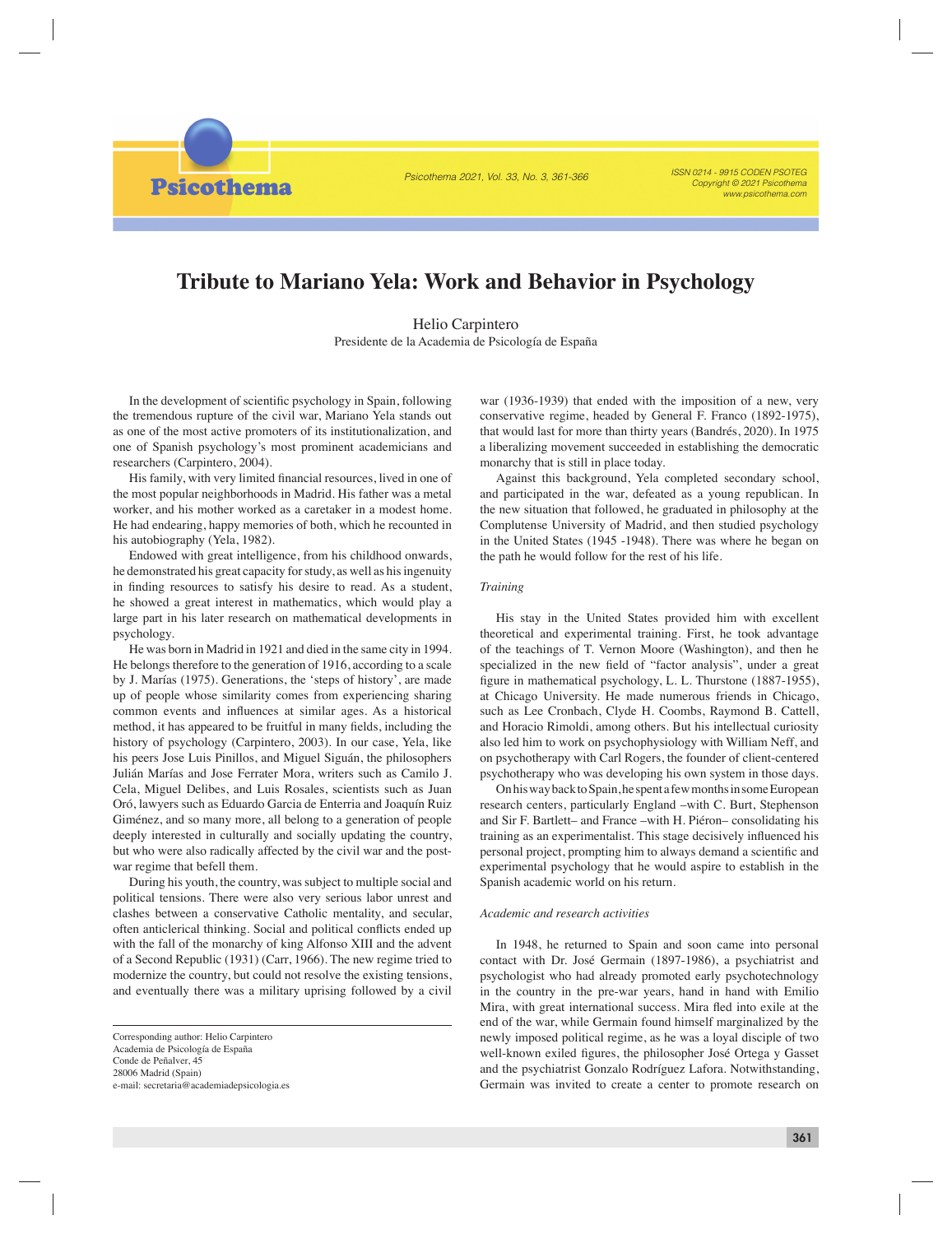# Tribute to Mariano Yela: Work and Behavior in Psychology

Helio Carpintero

Presidente de la Academia de Psicología de España

In the development of scientific psychology in Spain, following the tremendous rupture of the civil war, Mariano Yela stands out as one of the most active promoters of its institutionalization, and one of Spanish psychology's most prominent academicians and researchers (Carpintero, 2004).

His family, with very limited financial resources, lived in one of the most popular neighborhoods in Madrid. His father was a metal worker, and his mother worked as a caretaker in a modest home. He had endearing, happy memories of both, which he recounted in his autobiography (Yela, 1982).

Endowed with great intelligence, from his childhood onwards, he demonstrated his great capacity for study, as well as his ingenuity in finding resources to satisfy his desire to read. As a student, he showed a great interest in mathematics, which would play a large part in his later research on mathematical developments in psychology.

He was born in Madrid in 1921 and died in the same city in 1994. He belongs therefore to the generation of 1916, according to a scale by J. Marías (1975). Generations, the 'steps of history', are made up of people whose similarity comes from experiencing sharing common events and influences at similar ages. As a historical method, it has appeared to be fruitful in many fields, including the history of psychology (Carpintero, 2003). In our case, Yela, like his peers Jose Luis Pinillos, and Miguel Siguán, the philosophers Julián Marías and Jose Ferrater Mora, writers such as Camilo J. Cela, Miguel Delibes, and Luis Rosales, scientists such as Juan Oró, lawyers such as Eduardo Garcia de Enterria and Joaquín Ruiz Giménez, and so many more, all belong to a generation of people deeply interested in culturally and socially updating the country, but who were also radically affected by the civil war and the post-war regime that befell them.

During his youth, the country, was subject to multiple social and political tensions. There were also very serious labor unrest and clashes between a conservative Catholic mentality, and secular, often anticlerical thinking. Social and political conflicts ended up with the fall of the monarchy of king Alfonso XIII and the advent of a Second Republic (1931) (Carr, 1966). The new regime tried to modernize the country, but could not resolve the existing tensions, and eventually there was a military uprising followed by a civil war (1936-1939) that ended with the imposition of a new, very conservative regime, headed by General F. Franco (1892-1975), that would last for more than thirty years (Bandrés, 2020). In 1975 a liberalizing movement succeeded in establishing the democratic monarchy that is still in place today.

Against this background, Yela completed secondary school, and participated in the war, defeated as a young republican. In the new situation that followed, he graduated in philosophy at the Complutense University of Madrid, and then studied psychology in the United States (1945 -1948). There was where he began on the path he would follow for the rest of his life.

*Training*

His stay in the United States provided him with excellent theoretical and experimental training. First, he took advantage of the teachings of T. Vernon Moore (Washington), and then he specialized in the new field of "factor analysis", under a great figure in mathematical psychology, L. L. Thurstone (1887-1955), at Chicago University. He made numerous friends in Chicago, such as Lee Cronbach, Clyde H. Coombs, Raymond B. Cattell, and Horacio Rimoldi, among others. But his intellectual curiosity also led him to work on psychophysiology with William Neff, and on psychotherapy with Carl Rogers, the founder of client-centered psychotherapy who was developing his own system in those days.

On his way back to Spain, he spent a few months in some European research centers, particularly England –with C. Burt, Stephenson and Sir F. Bartlett– and France –with H. Piéron– consolidating his training as an experimentalist. This stage decisively influenced his personal project, prompting him to always demand a scientific and experimental psychology that he would aspire to establish in the Spanish academic world on his return.

*Academic and research activities*

In 1948, he returned to Spain and soon came into personal contact with Dr. José Germain (1897-1986), a psychiatrist and psychologist who had already promoted early psychotechnology in the country in the pre-war years, hand in hand with Emilio Mira, with great international success. Mira fled into exile at the end of the war, while Germain found himself marginalized by the newly imposed political regime, as he was a loyal disciple of two well-known exiled figures, the philosopher José Ortega y Gasset and the psychiatrist Gonzalo Rodríguez Lafora. Notwithstanding, Germain was invited to create a center to promote research on

Corresponding author: Helio Carpintero
Academia de Psicología de España
Conde de Peñalver, 45
28006 Madrid (Spain)
e-mail: secretaria@academiadepsicologia.es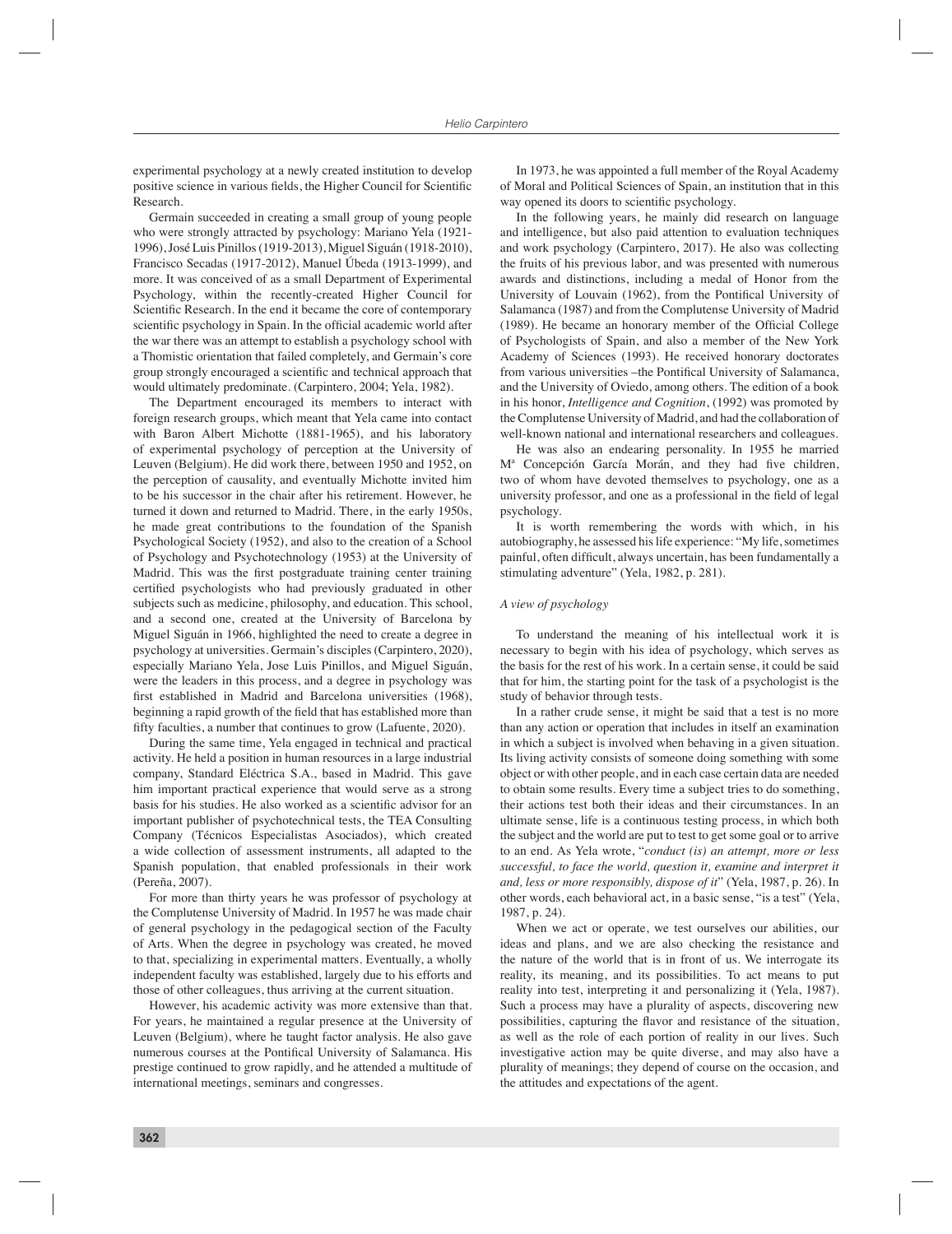experimental psychology at a newly created institution to develop positive science in various fields, the Higher Council for Scientific Research.

Germain succeeded in creating a small group of young people who were strongly attracted by psychology: Mariano Yela (1921-1996), José Luis Pinillos (1919-2013), Miguel Siguán (1918-2010), Francisco Secadas (1917-2012), Manuel Úbeda (1913-1999), and more. It was conceived of as a small Department of Experimental Psychology, within the recently-created Higher Council for Scientific Research. In the end it became the core of contemporary scientific psychology in Spain. In the official academic world after the war there was an attempt to establish a psychology school with a Thomistic orientation that failed completely, and Germain's core group strongly encouraged a scientific and technical approach that would ultimately predominate. (Carpintero, 2004; Yela, 1982).

The Department encouraged its members to interact with foreign research groups, which meant that Yela came into contact with Baron Albert Michotte (1881-1965), and his laboratory of experimental psychology of perception at the University of Leuven (Belgium). He did work there, between 1950 and 1952, on the perception of causality, and eventually Michotte invited him to be his successor in the chair after his retirement. However, he turned it down and returned to Madrid. There, in the early 1950s, he made great contributions to the foundation of the Spanish Psychological Society (1952), and also to the creation of a School of Psychology and Psychotechnology (1953) at the University of Madrid. This was the first postgraduate training center training certified psychologists who had previously graduated in other subjects such as medicine, philosophy, and education. This school, and a second one, created at the University of Barcelona by Miguel Siguán in 1966, highlighted the need to create a degree in psychology at universities. Germain's disciples (Carpintero, 2020), especially Mariano Yela, Jose Luis Pinillos, and Miguel Siguán, were the leaders in this process, and a degree in psychology was first established in Madrid and Barcelona universities (1968), beginning a rapid growth of the field that has established more than fifty faculties, a number that continues to grow (Lafuente, 2020).

During the same time, Yela engaged in technical and practical activity. He held a position in human resources in a large industrial company, Standard Eléctrica S.A., based in Madrid. This gave him important practical experience that would serve as a strong basis for his studies. He also worked as a scientific advisor for an important publisher of psychotechnical tests, the TEA Consulting Company (Técnicos Especialistas Asociados), which created a wide collection of assessment instruments, all adapted to the Spanish population, that enabled professionals in their work (Pereña, 2007).

For more than thirty years he was professor of psychology at the Complutense University of Madrid. In 1957 he was made chair of general psychology in the pedagogical section of the Faculty of Arts. When the degree in psychology was created, he moved to that, specializing in experimental matters. Eventually, a wholly independent faculty was established, largely due to his efforts and those of other colleagues, thus arriving at the current situation.

However, his academic activity was more extensive than that. For years, he maintained a regular presence at the University of Leuven (Belgium), where he taught factor analysis. He also gave numerous courses at the Pontifical University of Salamanca. His prestige continued to grow rapidly, and he attended a multitude of international meetings, seminars and congresses.

In 1973, he was appointed a full member of the Royal Academy of Moral and Political Sciences of Spain, an institution that in this way opened its doors to scientific psychology.

In the following years, he mainly did research on language and intelligence, but also paid attention to evaluation techniques and work psychology (Carpintero, 2017). He also was collecting the fruits of his previous labor, and was presented with numerous awards and distinctions, including a medal of Honor from the University of Louvain (1962), from the Pontifical University of Salamanca (1987) and from the Complutense University of Madrid (1989). He became an honorary member of the Official College of Psychologists of Spain, and also a member of the New York Academy of Sciences (1993). He received honorary doctorates from various universities –the Pontifical University of Salamanca, and the University of Oviedo, among others. The edition of a book in his honor, *Intelligence and Cognition*, (1992) was promoted by the Complutense University of Madrid, and had the collaboration of well-known national and international researchers and colleagues.

He was also an endearing personality. In 1955 he married Mª Concepción García Morán, and they had five children, two of whom have devoted themselves to psychology, one as a university professor, and one as a professional in the field of legal psychology.

It is worth remembering the words with which, in his autobiography, he assessed his life experience: "My life, sometimes painful, often difficult, always uncertain, has been fundamentally a stimulating adventure" (Yela, 1982, p. 281).

### *A view of psychology*

To understand the meaning of his intellectual work it is necessary to begin with his idea of psychology, which serves as the basis for the rest of his work. In a certain sense, it could be said that for him, the starting point for the task of a psychologist is the study of behavior through tests.

In a rather crude sense, it might be said that a test is no more than any action or operation that includes in itself an examination in which a subject is involved when behaving in a given situation. Its living activity consists of someone doing something with some object or with other people, and in each case certain data are needed to obtain some results. Every time a subject tries to do something, their actions test both their ideas and their circumstances. In an ultimate sense, life is a continuous testing process, in which both the subject and the world are put to test to get some goal or to arrive to an end. As Yela wrote, "*conduct (is) an attempt, more or less successful, to face the world, question it, examine and interpret it and, less or more responsibly, dispose of it*" (Yela, 1987, p. 26). In other words, each behavioral act, in a basic sense, "is a test" (Yela, 1987, p. 24).

When we act or operate, we test ourselves our abilities, our ideas and plans, and we are also checking the resistance and the nature of the world that is in front of us. We interrogate its reality, its meaning, and its possibilities. To act means to put reality into test, interpreting it and personalizing it (Yela, 1987). Such a process may have a plurality of aspects, discovering new possibilities, capturing the flavor and resistance of the situation, as well as the role of each portion of reality in our lives. Such investigative action may be quite diverse, and may also have a plurality of meanings; they depend of course on the occasion, and the attitudes and expectations of the agent.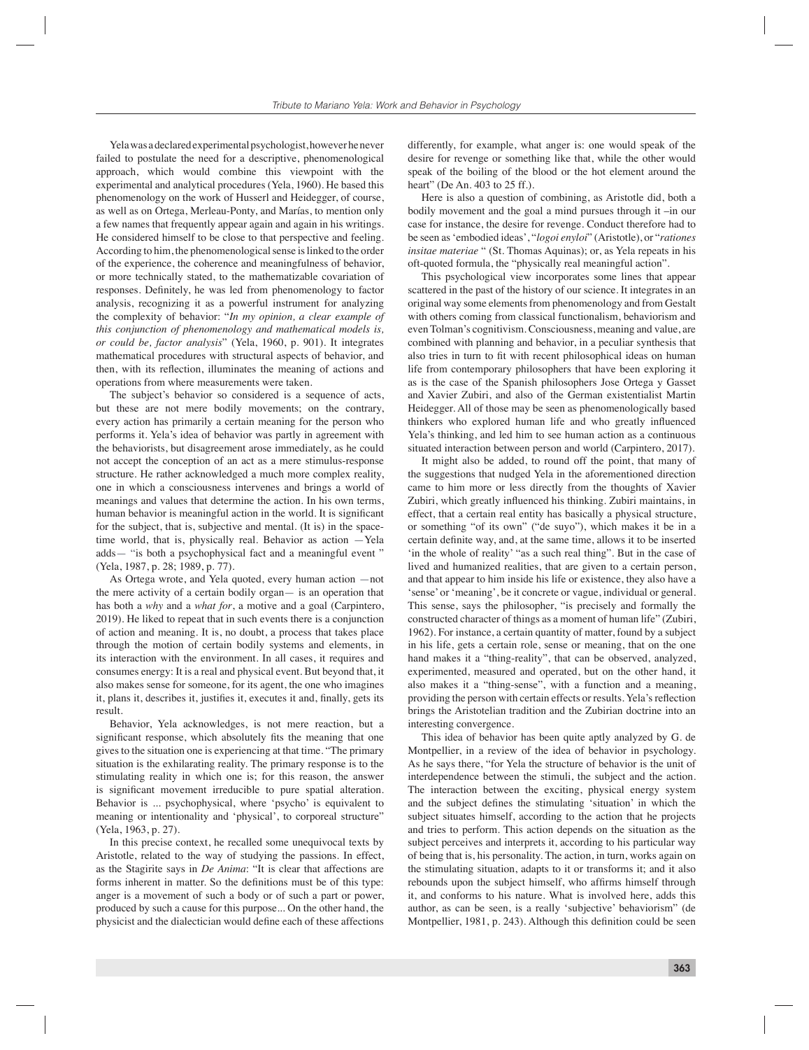Yela was a declared experimental psychologist, however he never failed to postulate the need for a descriptive, phenomenological approach, which would combine this viewpoint with the experimental and analytical procedures (Yela, 1960). He based this phenomenology on the work of Husserl and Heidegger, of course, as well as on Ortega, Merleau-Ponty, and Marías, to mention only a few names that frequently appear again and again in his writings. He considered himself to be close to that perspective and feeling. According to him, the phenomenological sense is linked to the order of the experience, the coherence and meaningfulness of behavior, or more technically stated, to the mathematizable covariation of responses. Definitely, he was led from phenomenology to factor analysis, recognizing it as a powerful instrument for analyzing the complexity of behavior: "*In my opinion, a clear example of this conjunction of phenomenology and mathematical models is, or could be, factor analysis*" (Yela, 1960, p. 901). It integrates mathematical procedures with structural aspects of behavior, and then, with its reflection, illuminates the meaning of actions and operations from where measurements were taken.

The subject's behavior so considered is a sequence of acts, but these are not mere bodily movements; on the contrary, every action has primarily a certain meaning for the person who performs it. Yela's idea of behavior was partly in agreement with the behaviorists, but disagreement arose immediately, as he could not accept the conception of an act as a mere stimulus-response structure. He rather acknowledged a much more complex reality, one in which a consciousness intervenes and brings a world of meanings and values that determine the action. In his own terms, human behavior is meaningful action in the world. It is significant for the subject, that is, subjective and mental. (It is) in the space-time world, that is, physically real. Behavior as action —Yela adds— "is both a psychophysical fact and a meaningful event " (Yela, 1987, p. 28; 1989, p. 77).

As Ortega wrote, and Yela quoted, every human action —not the mere activity of a certain bodily organ— is an operation that has both a *why* and a *what for*, a motive and a goal (Carpintero, 2019). He liked to repeat that in such events there is a conjunction of action and meaning. It is, no doubt, a process that takes place through the motion of certain bodily systems and elements, in its interaction with the environment. In all cases, it requires and consumes energy: It is a real and physical event. But beyond that, it also makes sense for someone, for its agent, the one who imagines it, plans it, describes it, justifies it, executes it and, finally, gets its result.

Behavior, Yela acknowledges, is not mere reaction, but a significant response, which absolutely fits the meaning that one gives to the situation one is experiencing at that time. "The primary situation is the exhilarating reality. The primary response is to the stimulating reality in which one is; for this reason, the answer is significant movement irreducible to pure spatial alteration. Behavior is ... psychophysical, where 'psycho' is equivalent to meaning or intentionality and 'physical', to corporeal structure" (Yela, 1963, p. 27).

In this precise context, he recalled some unequivocal texts by Aristotle, related to the way of studying the passions. In effect, as the Stagirite says in *De Anima*: "It is clear that affections are forms inherent in matter. So the definitions must be of this type: anger is a movement of such a body or of such a part or power, produced by such a cause for this purpose... On the other hand, the physicist and the dialectician would define each of these affections differently, for example, what anger is: one would speak of the desire for revenge or something like that, while the other would speak of the boiling of the blood or the hot element around the heart" (De An. 403 to 25 ff.).

Here is also a question of combining, as Aristotle did, both a bodily movement and the goal a mind pursues through it –in our case for instance, the desire for revenge. Conduct therefore had to be seen as 'embodied ideas', "*logoi enyloi*" (Aristotle), or "*rationes insitae materiae* " (St. Thomas Aquinas); or, as Yela repeats in his oft-quoted formula, the "physically real meaningful action".

This psychological view incorporates some lines that appear scattered in the past of the history of our science. It integrates in an original way some elements from phenomenology and from Gestalt with others coming from classical functionalism, behaviorism and even Tolman's cognitivism. Consciousness, meaning and value, are combined with planning and behavior, in a peculiar synthesis that also tries in turn to fit with recent philosophical ideas on human life from contemporary philosophers that have been exploring it as is the case of the Spanish philosophers Jose Ortega y Gasset and Xavier Zubiri, and also of the German existentialist Martin Heidegger. All of those may be seen as phenomenologically based thinkers who explored human life and who greatly influenced Yela's thinking, and led him to see human action as a continuous situated interaction between person and world (Carpintero, 2017).

It might also be added, to round off the point, that many of the suggestions that nudged Yela in the aforementioned direction came to him more or less directly from the thoughts of Xavier Zubiri, which greatly influenced his thinking. Zubiri maintains, in effect, that a certain real entity has basically a physical structure, or something "of its own" ("de suyo"), which makes it be in a certain definite way, and, at the same time, allows it to be inserted 'in the whole of reality' "as a such real thing". But in the case of lived and humanized realities, that are given to a certain person, and that appear to him inside his life or existence, they also have a 'sense' or 'meaning', be it concrete or vague, individual or general. This sense, says the philosopher, "is precisely and formally the constructed character of things as a moment of human life" (Zubiri, 1962). For instance, a certain quantity of matter, found by a subject in his life, gets a certain role, sense or meaning, that on the one hand makes it a "thing-reality", that can be observed, analyzed, experimented, measured and operated, but on the other hand, it also makes it a "thing-sense", with a function and a meaning, providing the person with certain effects or results. Yela's reflection brings the Aristotelian tradition and the Zubirian doctrine into an interesting convergence.

This idea of behavior has been quite aptly analyzed by G. de Montpellier, in a review of the idea of behavior in psychology. As he says there, "for Yela the structure of behavior is the unit of interdependence between the stimuli, the subject and the action. The interaction between the exciting, physical energy system and the subject defines the stimulating 'situation' in which the subject situates himself, according to the action that he projects and tries to perform. This action depends on the situation as the subject perceives and interprets it, according to his particular way of being that is, his personality. The action, in turn, works again on the stimulating situation, adapts to it or transforms it; and it also rebounds upon the subject himself, who affirms himself through it, and conforms to his nature. What is involved here, adds this author, as can be seen, is a really 'subjective' behaviorism" (de Montpellier, 1981, p. 243). Although this definition could be seen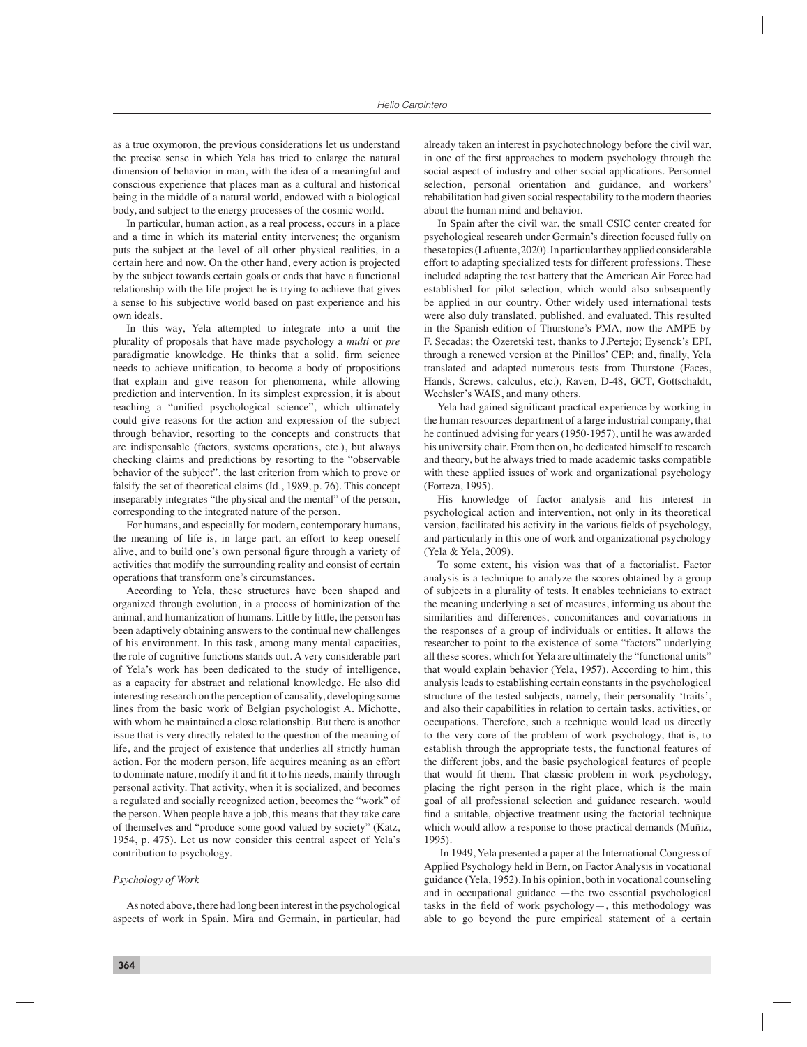as a true oxymoron, the previous considerations let us understand the precise sense in which Yela has tried to enlarge the natural dimension of behavior in man, with the idea of a meaningful and conscious experience that places man as a cultural and historical being in the middle of a natural world, endowed with a biological body, and subject to the energy processes of the cosmic world.

In particular, human action, as a real process, occurs in a place and a time in which its material entity intervenes; the organism puts the subject at the level of all other physical realities, in a certain here and now. On the other hand, every action is projected by the subject towards certain goals or ends that have a functional relationship with the life project he is trying to achieve that gives a sense to his subjective world based on past experience and his own ideals.

In this way, Yela attempted to integrate into a unit the plurality of proposals that have made psychology a *multi* or *pre* paradigmatic knowledge. He thinks that a solid, firm science needs to achieve unification, to become a body of propositions that explain and give reason for phenomena, while allowing prediction and intervention. In its simplest expression, it is about reaching a "unified psychological science", which ultimately could give reasons for the action and expression of the subject through behavior, resorting to the concepts and constructs that are indispensable (factors, systems operations, etc.), but always checking claims and predictions by resorting to the "observable behavior of the subject", the last criterion from which to prove or falsify the set of theoretical claims (Id., 1989, p. 76). This concept inseparably integrates "the physical and the mental" of the person, corresponding to the integrated nature of the person.

For humans, and especially for modern, contemporary humans, the meaning of life is, in large part, an effort to keep oneself alive, and to build one's own personal figure through a variety of activities that modify the surrounding reality and consist of certain operations that transform one's circumstances.

According to Yela, these structures have been shaped and organized through evolution, in a process of hominization of the animal, and humanization of humans. Little by little, the person has been adaptively obtaining answers to the continual new challenges of his environment. In this task, among many mental capacities, the role of cognitive functions stands out. A very considerable part of Yela's work has been dedicated to the study of intelligence, as a capacity for abstract and relational knowledge. He also did interesting research on the perception of causality, developing some lines from the basic work of Belgian psychologist A. Michotte, with whom he maintained a close relationship. But there is another issue that is very directly related to the question of the meaning of life, and the project of existence that underlies all strictly human action. For the modern person, life acquires meaning as an effort to dominate nature, modify it and fit it to his needs, mainly through personal activity. That activity, when it is socialized, and becomes a regulated and socially recognized action, becomes the "work" of the person. When people have a job, this means that they take care of themselves and "produce some good valued by society" (Katz, 1954, p. 475). Let us now consider this central aspect of Yela's contribution to psychology.

*Psychology of Work*

As noted above, there had long been interest in the psychological aspects of work in Spain. Mira and Germain, in particular, had already taken an interest in psychotechnology before the civil war, in one of the first approaches to modern psychology through the social aspect of industry and other social applications. Personnel selection, personal orientation and guidance, and workers' rehabilitation had given social respectability to the modern theories about the human mind and behavior.

In Spain after the civil war, the small CSIC center created for psychological research under Germain's direction focused fully on these topics (Lafuente, 2020). In particular they applied considerable effort to adapting specialized tests for different professions. These included adapting the test battery that the American Air Force had established for pilot selection, which would also subsequently be applied in our country. Other widely used international tests were also duly translated, published, and evaluated. This resulted in the Spanish edition of Thurstone's PMA, now the AMPE by F. Secadas; the Ozeretski test, thanks to J.Pertejo; Eysenck's EPI, through a renewed version at the Pinillos' CEP; and, finally, Yela translated and adapted numerous tests from Thurstone (Faces, Hands, Screws, calculus, etc.), Raven, D-48, GCT, Gottschaldt, Wechsler's WAIS, and many others.

Yela had gained significant practical experience by working in the human resources department of a large industrial company, that he continued advising for years (1950-1957), until he was awarded his university chair. From then on, he dedicated himself to research and theory, but he always tried to made academic tasks compatible with these applied issues of work and organizational psychology (Forteza, 1995).

His knowledge of factor analysis and his interest in psychological action and intervention, not only in its theoretical version, facilitated his activity in the various fields of psychology, and particularly in this one of work and organizational psychology (Yela & Yela, 2009).

To some extent, his vision was that of a factorialist. Factor analysis is a technique to analyze the scores obtained by a group of subjects in a plurality of tests. It enables technicians to extract the meaning underlying a set of measures, informing us about the similarities and differences, concomitances and covariations in the responses of a group of individuals or entities. It allows the researcher to point to the existence of some "factors" underlying all these scores, which for Yela are ultimately the "functional units" that would explain behavior (Yela, 1957). According to him, this analysis leads to establishing certain constants in the psychological structure of the tested subjects, namely, their personality 'traits', and also their capabilities in relation to certain tasks, activities, or occupations. Therefore, such a technique would lead us directly to the very core of the problem of work psychology, that is, to establish through the appropriate tests, the functional features of the different jobs, and the basic psychological features of people that would fit them. That classic problem in work psychology, placing the right person in the right place, which is the main goal of all professional selection and guidance research, would find a suitable, objective treatment using the factorial technique which would allow a response to those practical demands (Muñiz, 1995).

In 1949, Yela presented a paper at the International Congress of Applied Psychology held in Bern, on Factor Analysis in vocational guidance (Yela, 1952). In his opinion, both in vocational counseling and in occupational guidance —the two essential psychological tasks in the field of work psychology—, this methodology was able to go beyond the pure empirical statement of a certain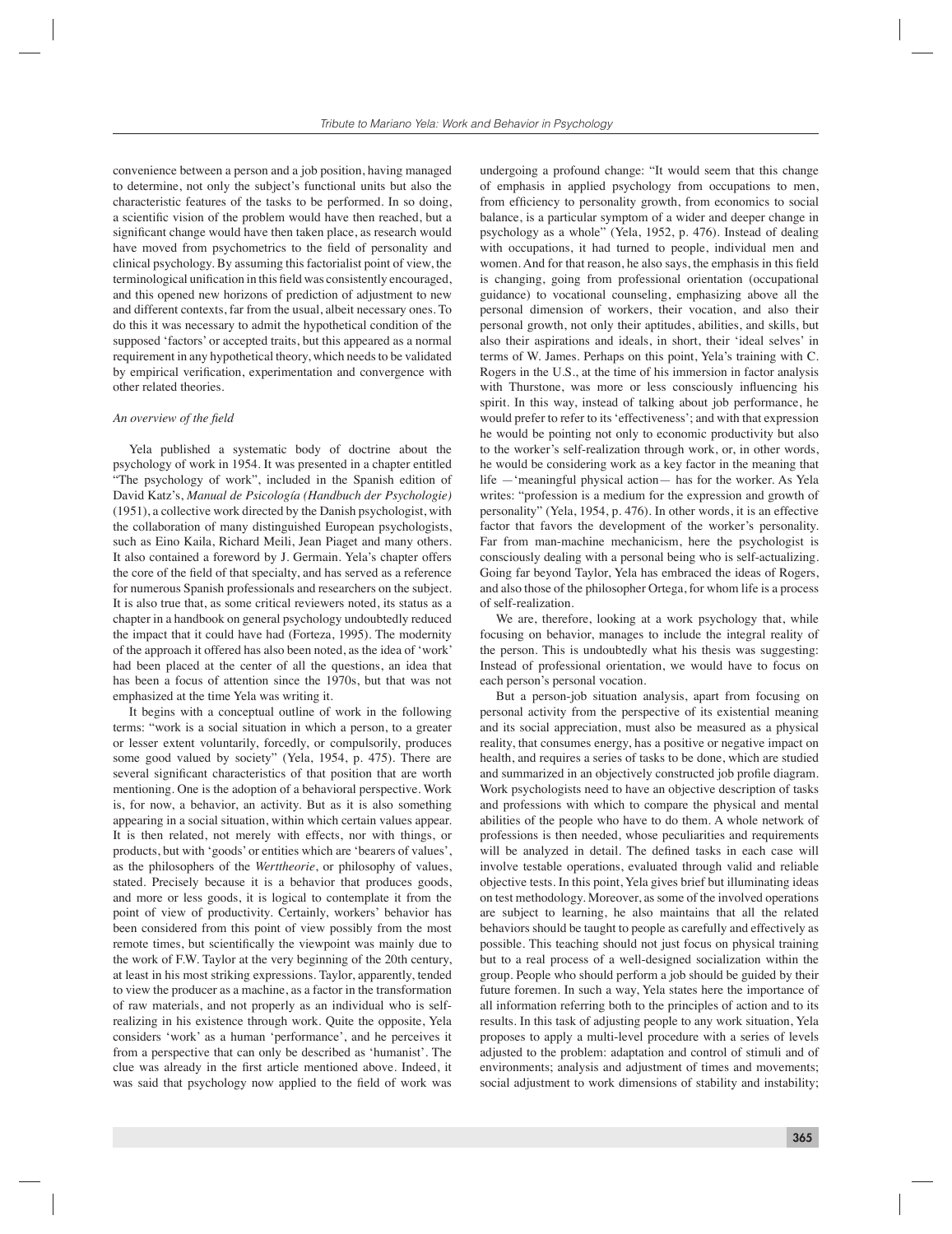convenience between a person and a job position, having managed to determine, not only the subject's functional units but also the characteristic features of the tasks to be performed. In so doing, a scientific vision of the problem would have then reached, but a significant change would have then taken place, as research would have moved from psychometrics to the field of personality and clinical psychology. By assuming this factorialist point of view, the terminological unification in this field was consistently encouraged, and this opened new horizons of prediction of adjustment to new and different contexts, far from the usual, albeit necessary ones. To do this it was necessary to admit the hypothetical condition of the supposed 'factors' or accepted traits, but this appeared as a normal requirement in any hypothetical theory, which needs to be validated by empirical verification, experimentation and convergence with other related theories.

### *An overview of the field*

Yela published a systematic body of doctrine about the psychology of work in 1954. It was presented in a chapter entitled "The psychology of work", included in the Spanish edition of David Katz's, *Manual de Psicología (Handbuch der Psychologie)* (1951), a collective work directed by the Danish psychologist, with the collaboration of many distinguished European psychologists, such as Eino Kaila, Richard Meili, Jean Piaget and many others. It also contained a foreword by J. Germain. Yela's chapter offers the core of the field of that specialty, and has served as a reference for numerous Spanish professionals and researchers on the subject. It is also true that, as some critical reviewers noted, its status as a chapter in a handbook on general psychology undoubtedly reduced the impact that it could have had (Forteza, 1995). The modernity of the approach it offered has also been noted, as the idea of 'work' had been placed at the center of all the questions, an idea that has been a focus of attention since the 1970s, but that was not emphasized at the time Yela was writing it.

It begins with a conceptual outline of work in the following terms: "work is a social situation in which a person, to a greater or lesser extent voluntarily, forcedly, or compulsorily, produces some good valued by society" (Yela, 1954, p. 475). There are several significant characteristics of that position that are worth mentioning. One is the adoption of a behavioral perspective. Work is, for now, a behavior, an activity. But as it is also something appearing in a social situation, within which certain values appear. It is then related, not merely with effects, nor with things, or products, but with 'goods' or entities which are 'bearers of values', as the philosophers of the *Werttheorie*, or philosophy of values, stated. Precisely because it is a behavior that produces goods, and more or less goods, it is logical to contemplate it from the point of view of productivity. Certainly, workers' behavior has been considered from this point of view possibly from the most remote times, but scientifically the viewpoint was mainly due to the work of F.W. Taylor at the very beginning of the 20th century, at least in his most striking expressions. Taylor, apparently, tended to view the producer as a machine, as a factor in the transformation of raw materials, and not properly as an individual who is self-realizing in his existence through work. Quite the opposite, Yela considers 'work' as a human 'performance', and he perceives it from a perspective that can only be described as 'humanist'. The clue was already in the first article mentioned above. Indeed, it was said that psychology now applied to the field of work was undergoing a profound change: "It would seem that this change of emphasis in applied psychology from occupations to men, from efficiency to personality growth, from economics to social balance, is a particular symptom of a wider and deeper change in psychology as a whole" (Yela, 1952, p. 476). Instead of dealing with occupations, it had turned to people, individual men and women. And for that reason, he also says, the emphasis in this field is changing, going from professional orientation (occupational guidance) to vocational counseling, emphasizing above all the personal dimension of workers, their vocation, and also their personal growth, not only their aptitudes, abilities, and skills, but also their aspirations and ideals, in short, their 'ideal selves' in terms of W. James. Perhaps on this point, Yela's training with C. Rogers in the U.S., at the time of his immersion in factor analysis with Thurstone, was more or less consciously influencing his spirit. In this way, instead of talking about job performance, he would prefer to refer to its 'effectiveness'; and with that expression he would be pointing not only to economic productivity but also to the worker's self-realization through work, or, in other words, he would be considering work as a key factor in the meaning that life —'meaningful physical action— has for the worker. As Yela writes: "profession is a medium for the expression and growth of personality" (Yela, 1954, p. 476). In other words, it is an effective factor that favors the development of the worker's personality. Far from man-machine mechanicism, here the psychologist is consciously dealing with a personal being who is self-actualizing. Going far beyond Taylor, Yela has embraced the ideas of Rogers, and also those of the philosopher Ortega, for whom life is a process of self-realization.

We are, therefore, looking at a work psychology that, while focusing on behavior, manages to include the integral reality of the person. This is undoubtedly what his thesis was suggesting: Instead of professional orientation, we would have to focus on each person's personal vocation.

But a person-job situation analysis, apart from focusing on personal activity from the perspective of its existential meaning and its social appreciation, must also be measured as a physical reality, that consumes energy, has a positive or negative impact on health, and requires a series of tasks to be done, which are studied and summarized in an objectively constructed job profile diagram. Work psychologists need to have an objective description of tasks and professions with which to compare the physical and mental abilities of the people who have to do them. A whole network of professions is then needed, whose peculiarities and requirements will be analyzed in detail. The defined tasks in each case will involve testable operations, evaluated through valid and reliable objective tests. In this point, Yela gives brief but illuminating ideas on test methodology. Moreover, as some of the involved operations are subject to learning, he also maintains that all the related behaviors should be taught to people as carefully and effectively as possible. This teaching should not just focus on physical training but to a real process of a well-designed socialization within the group. People who should perform a job should be guided by their future foremen. In such a way, Yela states here the importance of all information referring both to the principles of action and to its results. In this task of adjusting people to any work situation, Yela proposes to apply a multi-level procedure with a series of levels adjusted to the problem: adaptation and control of stimuli and of environments; analysis and adjustment of times and movements; social adjustment to work dimensions of stability and instability;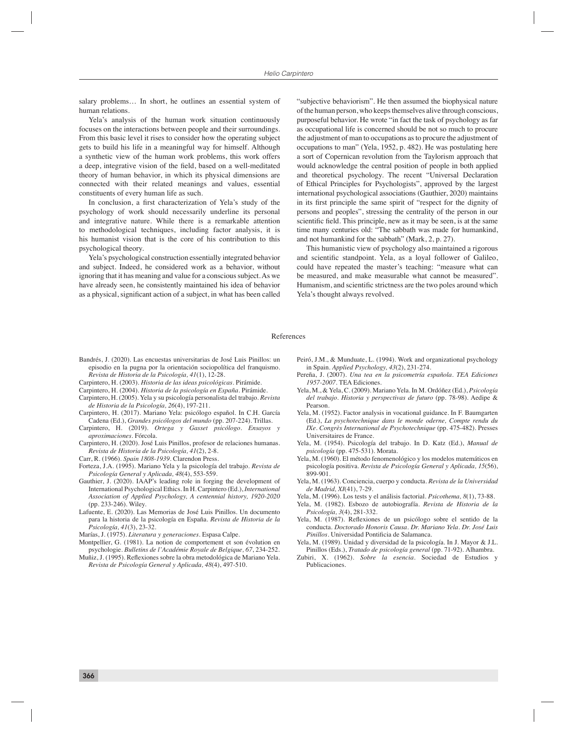salary problems… In short, he outlines an essential system of human relations.

Yela's analysis of the human work situation continuously focuses on the interactions between people and their surroundings. From this basic level it rises to consider how the operating subject gets to build his life in a meaningful way for himself. Although a synthetic view of the human work problems, this work offers a deep, integrative vision of the field, based on a well-meditated theory of human behavior, in which its physical dimensions are connected with their related meanings and values, essential constituents of every human life as such.

In conclusion, a first characterization of Yela's study of the psychology of work should necessarily underline its personal and integrative nature. While there is a remarkable attention to methodological techniques, including factor analysis, it is his humanist vision that is the core of his contribution to this psychological theory.

Yela's psychological construction essentially integrated behavior and subject. Indeed, he considered work as a behavior, without ignoring that it has meaning and value for a conscious subject. As we have already seen, he consistently maintained his idea of behavior as a physical, significant action of a subject, in what has been called "subjective behaviorism". He then assumed the biophysical nature of the human person, who keeps themselves alive through conscious, purposeful behavior. He wrote "in fact the task of psychology as far as occupational life is concerned should be not so much to procure the adjustment of man to occupations as to procure the adjustment of occupations to man" (Yela, 1952, p. 482). He was postulating here a sort of Copernican revolution from the Taylorism approach that would acknowledge the central position of people in both applied and theoretical psychology. The recent "Universal Declaration of Ethical Principles for Psychologists", approved by the largest international psychological associations (Gauthier, 2020) maintains in its first principle the same spirit of "respect for the dignity of persons and peoples", stressing the centrality of the person in our scientific field. This principle, new as it may be seen, is at the same time many centuries old: "The sabbath was made for humankind, and not humankind for the sabbath" (Mark, 2, p. 27).

This humanistic view of psychology also maintained a rigorous and scientific standpoint. Yela, as a loyal follower of Galileo, could have repeated the master's teaching: "measure what can be measured, and make measurable what cannot be measured". Humanism, and scientific strictness are the two poles around which Yela's thought always revolved.

## References

Bandrés, J. (2020). Las encuestas universitarias de José Luis Pinillos: un episodio en la pugna por la orientación sociopolítica del franquismo. *Revista de Historia de la Psicología, 41*(1), 12-28.

Carpintero, H. (2003). *Historia de las ideas psicológicas*. Pirámide.

Carpintero, H. (2004). *Historia de la psicología en España*. Pirámide.

Carpintero, H. (2005). Yela y su psicología personalista del trabajo. *Revista de Historia de la Psicología, 26*(4), 197-211.

Carpintero, H. (2017). Mariano Yela: psicólogo español. In C.H. García Cadena (Ed.), *Grandes psicólogos del mundo* (pp. 207-224). Trillas.

Carpintero, H. (2019). *Ortega y Gasset psicólogo. Ensayos y aproximaciones*. Fórcola.

Carpintero, H. (2020). José Luis Pinillos, profesor de relaciones humanas. *Revista de Historia de la Psicología, 41*(2), 2-8.

Carr, R. (1966). *Spain 1808-1939*. Clarendon Press.

Forteza, J.A. (1995). Mariano Yela y la psicología del trabajo. *Revista de Psicología General y Aplicada, 48*(4), 553-559.

Gauthier, J. (2020). IAAP's leading role in forging the development of International Psychological Ethics. In H. Carpintero (Ed.), *International Association of Applied Psychology, A centennial history, 1920-2020* (pp. 233-246). Wiley.

Lafuente, E. (2020). Las Memorias de José Luis Pinillos. Un documento para la historia de la psicología en España. *Revista de Historia de la Psicología, 41*(3), 23-32.

Marías, J. (1975). *Literatura y generaciones*. Espasa Calpe.

Montpellier, G. (1981). La notion de comportement et son évolution en psychologie. *Bulletins de l'Académie Royale de Belgique, 67*, 234-252.

Muñiz, J. (1995). Reflexiones sobre la obra metodológica de Mariano Yela. *Revista de Psicología General y Aplicada, 48*(4), 497-510.

Peiró, J.M., & Munduate, L. (1994). Work and organizational psychology in Spain. *Applied Psychology, 43*(2), 231-274.

Pereña, J. (2007). *Una tea en la psicometría española. TEA Ediciones 1957-2007*. TEA Ediciones.

Yela, M., & Yela, C. (2009). Mariano Yela. In M. Ordóñez (Ed.), *Psicología del trabajo. Historia y perspectivas de futuro* (pp. 78-98). Aedipe & Pearson.

Yela, M. (1952). Factor analysis in vocational guidance. In F. Baumgarten (Ed.), *La psychotechnique dans le monde oderne, Compte rendu du IXe. Congrès International de Psychotechnique* (pp. 475-482). Presses Universitaires de France.

Yela, M. (1954). Psicología del trabajo. In D. Katz (Ed.), *Manual de psicología* (pp. 475-531). Morata.

Yela, M. (1960). El método fenomenológico y los modelos matemáticos en psicología positiva. *Revista de Psicología General y Aplicada, 15*(56), 899-901.

Yela, M. (1963). Conciencia, cuerpo y conducta. *Revista de la Universidad de Madrid, XI*(41), 7-29.

Yela, M. (1996). Los tests y el análisis factorial. *Psicothema, 8*(1), 73-88.

Yela, M. (1982). Esbozo de autobiografía. *Revista de Historia de la Psicología, 3*(4), 281-332.

Yela, M. (1987). Reflexiones de un psicólogo sobre el sentido de la conducta. *Doctorado Honoris Causa. Dr. Mariano Yela. Dr. José Luis Pinillos*. Universidad Pontificia de Salamanca.

Yela, M. (1989). Unidad y diversidad de la psicología. In J. Mayor & J.L. Pinillos (Eds.), *Tratado de psicología general* (pp. 71-92). Alhambra.

Zubiri, X. (1962). *Sobre la esencia*. Sociedad de Estudios y Publicaciones.